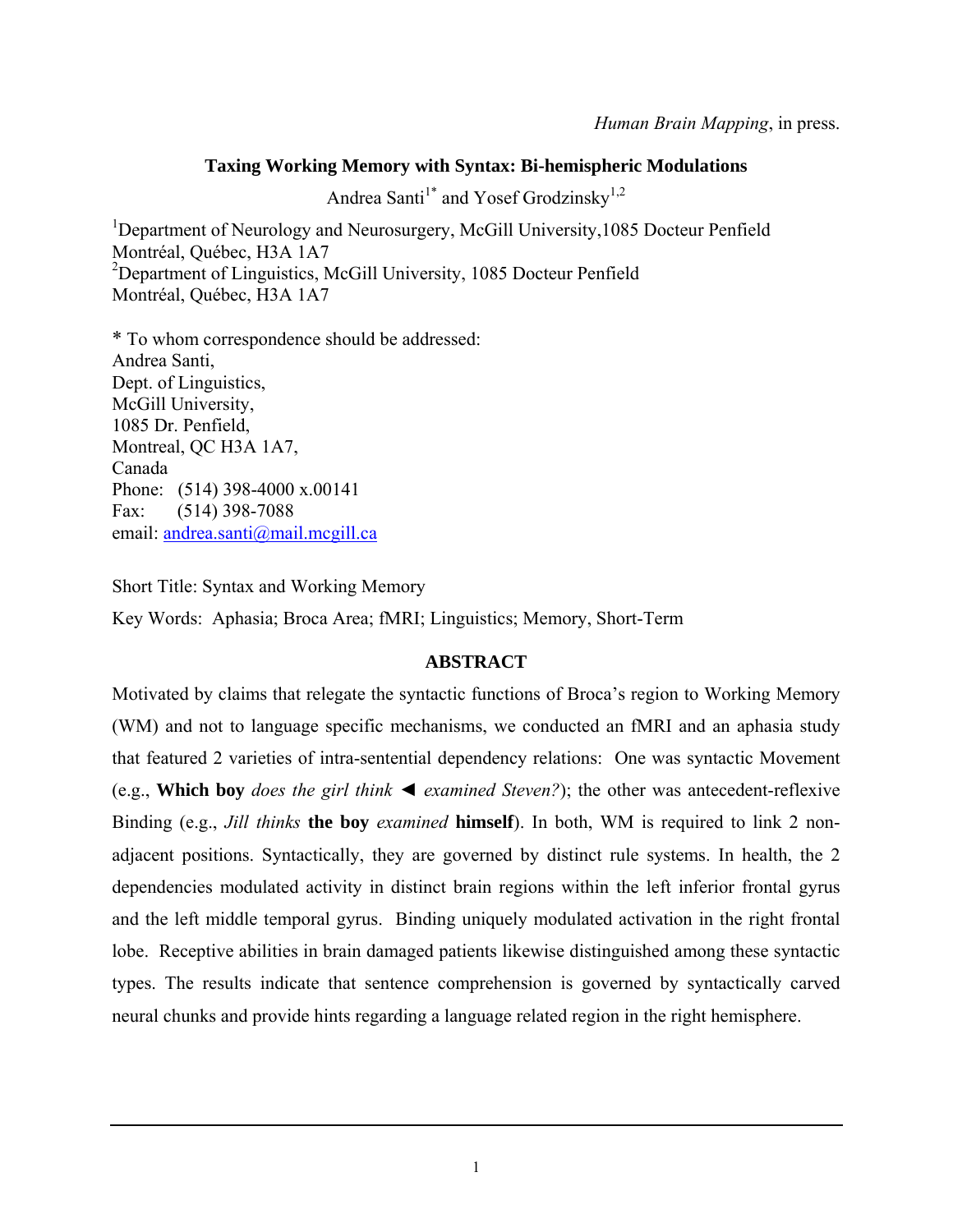*Human Brain Mapping*, in press.

# Taxing Working Memory with Syntax: Bi-hemispheric Modulations

Andrea Santi[1*] and Yosef Grodzinsky[1,2]

[1]Department of Neurology and Neurosurgery, McGill University,1085 Docteur Penfield Montréal, Québec, H3A 1A7
[2]Department of Linguistics, McGill University, 1085 Docteur Penfield Montréal, Québec, H3A 1A7

\* To whom correspondence should be addressed:
Andrea Santi,
Dept. of Linguistics,
McGill University,
1085 Dr. Penfield,
Montreal, QC H3A 1A7,
Canada
Phone: (514) 398-4000 x.00141
Fax: (514) 398-7088
email: andrea.santi@mail.mcgill.ca

Short Title: Syntax and Working Memory

Key Words: Aphasia; Broca Area; fMRI; Linguistics; Memory, Short-Term

## ABSTRACT

Motivated by claims that relegate the syntactic functions of Broca's region to Working Memory (WM) and not to language specific mechanisms, we conducted an fMRI and an aphasia study that featured 2 varieties of intra-sentential dependency relations: One was syntactic Movement (e.g., **Which boy** *does the girl think* ◄ *examined Steven?*); the other was antecedent-reflexive Binding (e.g., *Jill thinks* **the boy** *examined* **himself**). In both, WM is required to link 2 non-adjacent positions. Syntactically, they are governed by distinct rule systems. In health, the 2 dependencies modulated activity in distinct brain regions within the left inferior frontal gyrus and the left middle temporal gyrus. Binding uniquely modulated activation in the right frontal lobe. Receptive abilities in brain damaged patients likewise distinguished among these syntactic types. The results indicate that sentence comprehension is governed by syntactically carved neural chunks and provide hints regarding a language related region in the right hemisphere.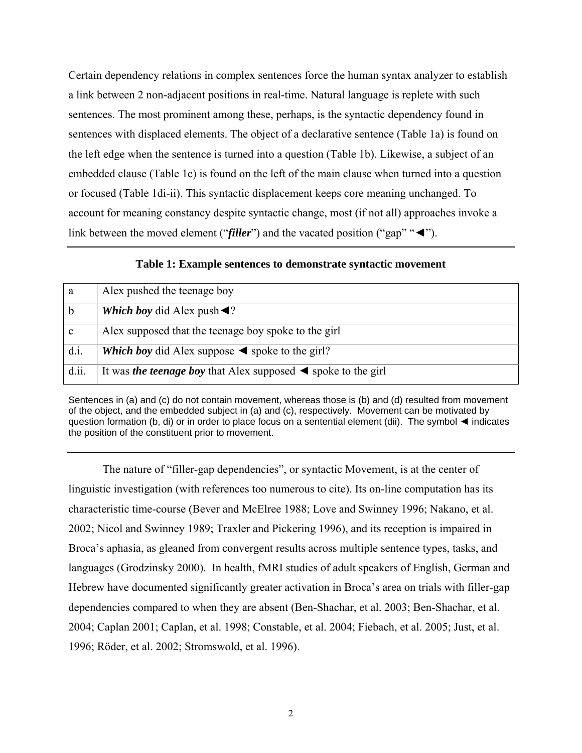Certain dependency relations in complex sentences force the human syntax analyzer to establish a link between 2 non-adjacent positions in real-time. Natural language is replete with such sentences. The most prominent among these, perhaps, is the syntactic dependency found in sentences with displaced elements. The object of a declarative sentence (Table 1a) is found on the left edge when the sentence is turned into a question (Table 1b). Likewise, a subject of an embedded clause (Table 1c) is found on the left of the main clause when turned into a question or focused (Table 1di-ii). This syntactic displacement keeps core meaning unchanged. To account for meaning constancy despite syntactic change, most (if not all) approaches invoke a link between the moved element ("***filler***") and the vacated position ("gap" "◄").

**Table 1: Example sentences to demonstrate syntactic movement**

| | |
|---|---|
| a | Alex pushed the teenage boy |
| b | ***Which boy*** did Alex push◄? |
| c | Alex supposed that the teenage boy spoke to the girl |
| d.i. | ***Which boy*** did Alex suppose ◄ spoke to the girl? |
| d.ii. | It was ***the teenage boy*** that Alex supposed ◄ spoke to the girl |

Sentences in (a) and (c) do not contain movement, whereas those is (b) and (d) resulted from movement of the object, and the embedded subject in (a) and (c), respectively. Movement can be motivated by question formation (b, di) or in order to place focus on a sentential element (dii). The symbol ◄ indicates the position of the constituent prior to movement.

The nature of "filler-gap dependencies", or syntactic Movement, is at the center of linguistic investigation (with references too numerous to cite). Its on-line computation has its characteristic time-course (Bever and McElree 1988; Love and Swinney 1996; Nakano, et al. 2002; Nicol and Swinney 1989; Traxler and Pickering 1996), and its reception is impaired in Broca's aphasia, as gleaned from convergent results across multiple sentence types, tasks, and languages (Grodzinsky 2000). In health, fMRI studies of adult speakers of English, German and Hebrew have documented significantly greater activation in Broca's area on trials with filler-gap dependencies compared to when they are absent (Ben-Shachar, et al. 2003; Ben-Shachar, et al. 2004; Caplan 2001; Caplan, et al. 1998; Constable, et al. 2004; Fiebach, et al. 2005; Just, et al. 1996; Röder, et al. 2002; Stromswold, et al. 1996).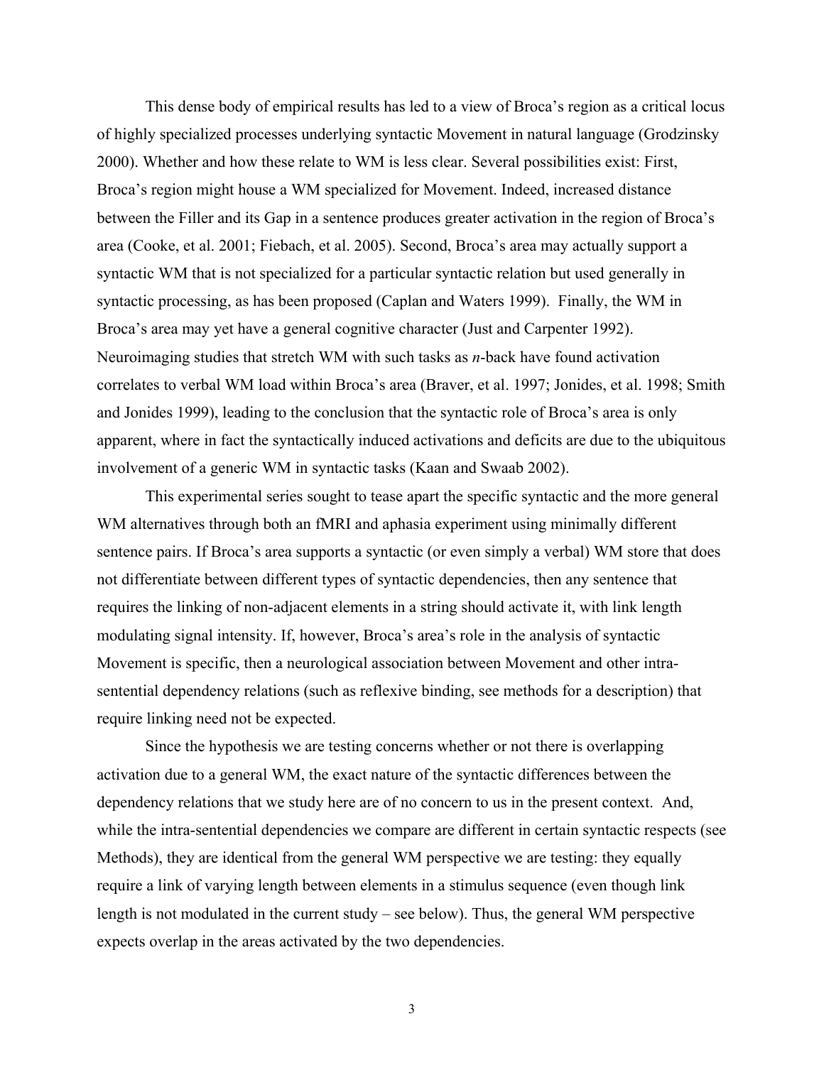This dense body of empirical results has led to a view of Broca's region as a critical locus of highly specialized processes underlying syntactic Movement in natural language (Grodzinsky 2000). Whether and how these relate to WM is less clear. Several possibilities exist: First, Broca's region might house a WM specialized for Movement. Indeed, increased distance between the Filler and its Gap in a sentence produces greater activation in the region of Broca's area (Cooke, et al. 2001; Fiebach, et al. 2005). Second, Broca's area may actually support a syntactic WM that is not specialized for a particular syntactic relation but used generally in syntactic processing, as has been proposed (Caplan and Waters 1999). Finally, the WM in Broca's area may yet have a general cognitive character (Just and Carpenter 1992). Neuroimaging studies that stretch WM with such tasks as *n*-back have found activation correlates to verbal WM load within Broca's area (Braver, et al. 1997; Jonides, et al. 1998; Smith and Jonides 1999), leading to the conclusion that the syntactic role of Broca's area is only apparent, where in fact the syntactically induced activations and deficits are due to the ubiquitous involvement of a generic WM in syntactic tasks (Kaan and Swaab 2002).

This experimental series sought to tease apart the specific syntactic and the more general WM alternatives through both an fMRI and aphasia experiment using minimally different sentence pairs. If Broca's area supports a syntactic (or even simply a verbal) WM store that does not differentiate between different types of syntactic dependencies, then any sentence that requires the linking of non-adjacent elements in a string should activate it, with link length modulating signal intensity. If, however, Broca's area's role in the analysis of syntactic Movement is specific, then a neurological association between Movement and other intra-sentential dependency relations (such as reflexive binding, see methods for a description) that require linking need not be expected.

Since the hypothesis we are testing concerns whether or not there is overlapping activation due to a general WM, the exact nature of the syntactic differences between the dependency relations that we study here are of no concern to us in the present context. And, while the intra-sentential dependencies we compare are different in certain syntactic respects (see Methods), they are identical from the general WM perspective we are testing: they equally require a link of varying length between elements in a stimulus sequence (even though link length is not modulated in the current study – see below). Thus, the general WM perspective expects overlap in the areas activated by the two dependencies.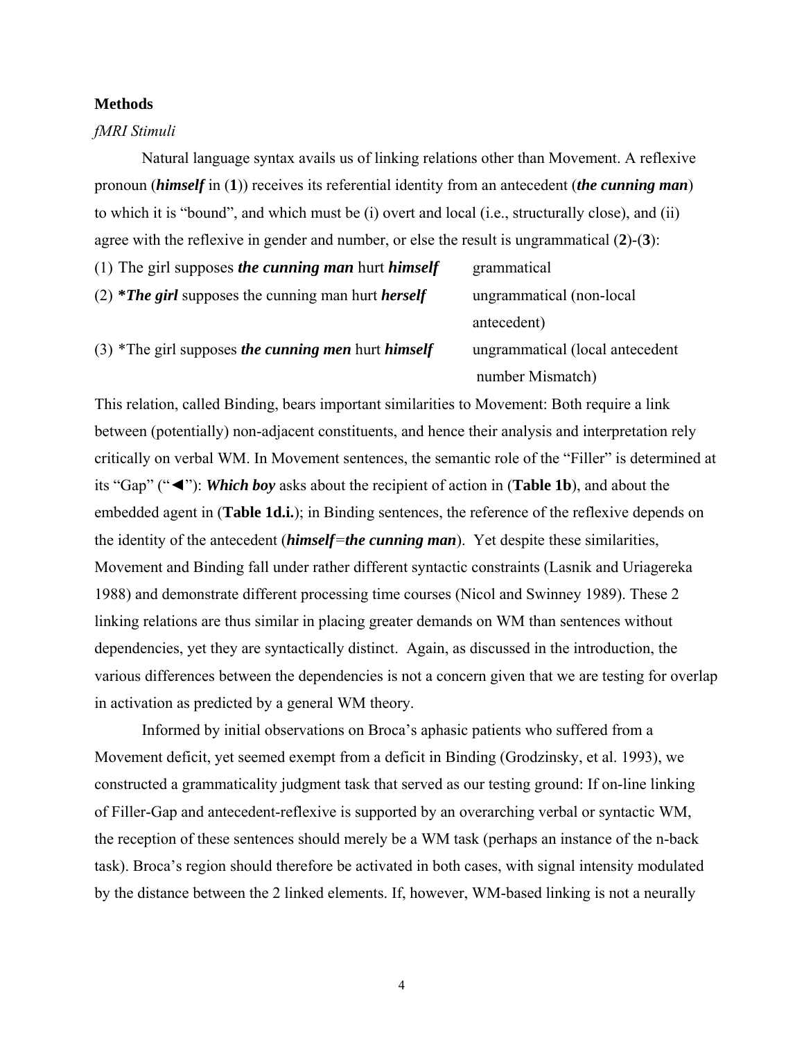**Methods**

*fMRI Stimuli*

Natural language syntax avails us of linking relations other than Movement. A reflexive pronoun (***himself*** in (**1**)) receives its referential identity from an antecedent (***the cunning man***) to which it is "bound", and which must be (i) overt and local (i.e., structurally close), and (ii) agree with the reflexive in gender and number, or else the result is ungrammatical (**2**)-(**3**):

| | |
|---|---|
| (1) The girl supposes ***the cunning man*** hurt ***himself*** | grammatical |
| (2) ***\*The girl*** supposes the cunning man hurt ***herself*** | ungrammatical (non-local antecedent) |
| (3) \*The girl supposes ***the cunning men*** hurt ***himself*** | ungrammatical (local antecedent number Mismatch) |

This relation, called Binding, bears important similarities to Movement: Both require a link between (potentially) non-adjacent constituents, and hence their analysis and interpretation rely critically on verbal WM. In Movement sentences, the semantic role of the "Filler" is determined at its "Gap" ("◄"): ***Which boy*** asks about the recipient of action in (**Table 1b**), and about the embedded agent in (**Table 1d.i.**); in Binding sentences, the reference of the reflexive depends on the identity of the antecedent (***himself=the cunning man***). Yet despite these similarities, Movement and Binding fall under rather different syntactic constraints (Lasnik and Uriagereka 1988) and demonstrate different processing time courses (Nicol and Swinney 1989). These 2 linking relations are thus similar in placing greater demands on WM than sentences without dependencies, yet they are syntactically distinct. Again, as discussed in the introduction, the various differences between the dependencies is not a concern given that we are testing for overlap in activation as predicted by a general WM theory.

Informed by initial observations on Broca's aphasic patients who suffered from a Movement deficit, yet seemed exempt from a deficit in Binding (Grodzinsky, et al. 1993), we constructed a grammaticality judgment task that served as our testing ground: If on-line linking of Filler-Gap and antecedent-reflexive is supported by an overarching verbal or syntactic WM, the reception of these sentences should merely be a WM task (perhaps an instance of the n-back task). Broca's region should therefore be activated in both cases, with signal intensity modulated by the distance between the 2 linked elements. If, however, WM-based linking is not a neurally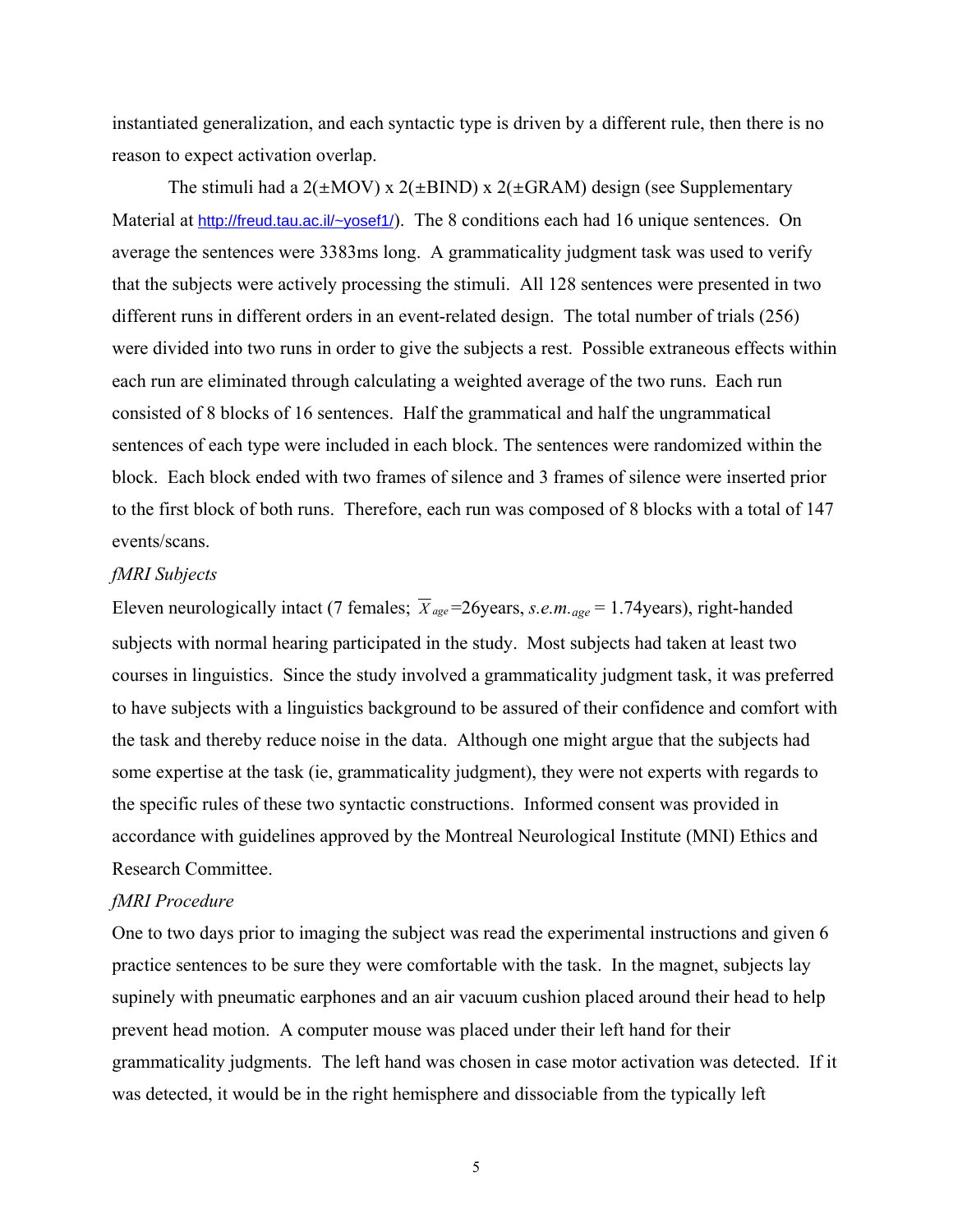instantiated generalization, and each syntactic type is driven by a different rule, then there is no reason to expect activation overlap.

The stimuli had a 2(±MOV) x 2(±BIND) x 2(±GRAM) design (see Supplementary Material at http://freud.tau.ac.il/~yosef1/). The 8 conditions each had 16 unique sentences. On average the sentences were 3383ms long. A grammaticality judgment task was used to verify that the subjects were actively processing the stimuli. All 128 sentences were presented in two different runs in different orders in an event-related design. The total number of trials (256) were divided into two runs in order to give the subjects a rest. Possible extraneous effects within each run are eliminated through calculating a weighted average of the two runs. Each run consisted of 8 blocks of 16 sentences. Half the grammatical and half the ungrammatical sentences of each type were included in each block. The sentences were randomized within the block. Each block ended with two frames of silence and 3 frames of silence were inserted prior to the first block of both runs. Therefore, each run was composed of 8 blocks with a total of 147 events/scans.

*fMRI Subjects*

Eleven neurologically intact (7 females; $\overline{X}_{age}$=26years, $s.e.m._{age}$ = 1.74years), right-handed subjects with normal hearing participated in the study. Most subjects had taken at least two courses in linguistics. Since the study involved a grammaticality judgment task, it was preferred to have subjects with a linguistics background to be assured of their confidence and comfort with the task and thereby reduce noise in the data. Although one might argue that the subjects had some expertise at the task (ie, grammaticality judgment), they were not experts with regards to the specific rules of these two syntactic constructions. Informed consent was provided in accordance with guidelines approved by the Montreal Neurological Institute (MNI) Ethics and Research Committee.

*fMRI Procedure*

One to two days prior to imaging the subject was read the experimental instructions and given 6 practice sentences to be sure they were comfortable with the task. In the magnet, subjects lay supinely with pneumatic earphones and an air vacuum cushion placed around their head to help prevent head motion. A computer mouse was placed under their left hand for their grammaticality judgments. The left hand was chosen in case motor activation was detected. If it was detected, it would be in the right hemisphere and dissociable from the typically left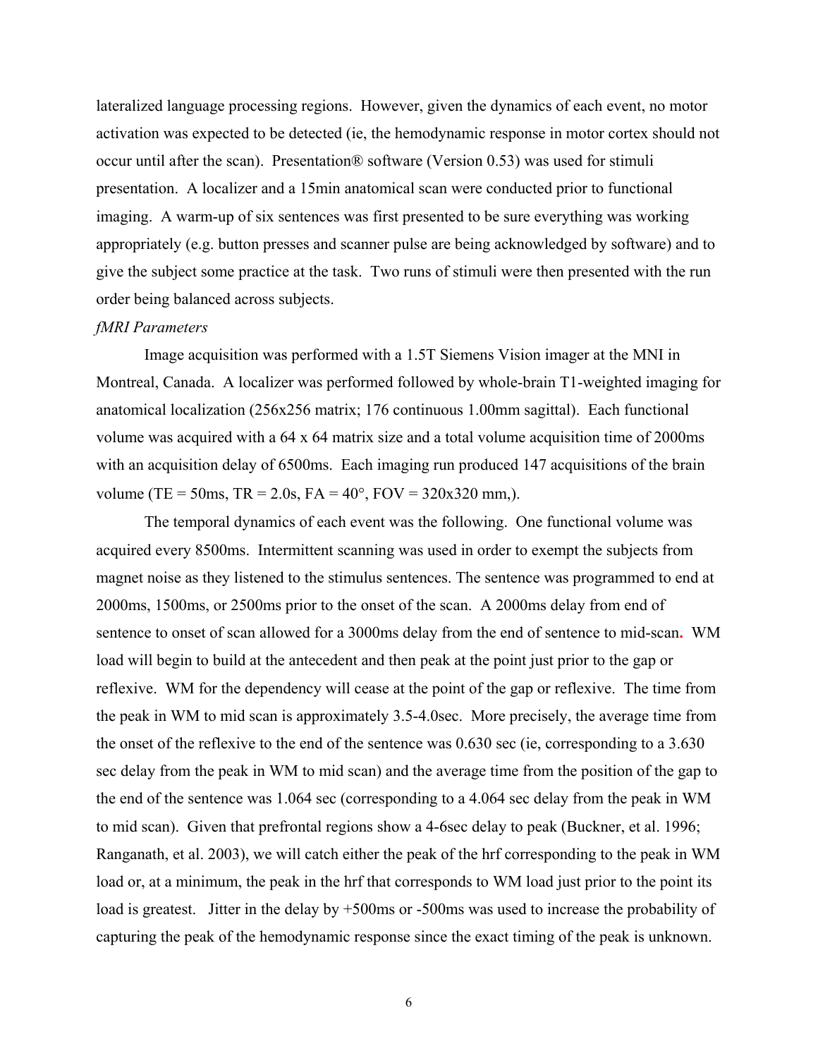lateralized language processing regions. However, given the dynamics of each event, no motor activation was expected to be detected (ie, the hemodynamic response in motor cortex should not occur until after the scan). Presentation® software (Version 0.53) was used for stimuli presentation. A localizer and a 15min anatomical scan were conducted prior to functional imaging. A warm-up of six sentences was first presented to be sure everything was working appropriately (e.g. button presses and scanner pulse are being acknowledged by software) and to give the subject some practice at the task. Two runs of stimuli were then presented with the run order being balanced across subjects.

*fMRI Parameters*

Image acquisition was performed with a 1.5T Siemens Vision imager at the MNI in Montreal, Canada. A localizer was performed followed by whole-brain T1-weighted imaging for anatomical localization (256x256 matrix; 176 continuous 1.00mm sagittal). Each functional volume was acquired with a 64 x 64 matrix size and a total volume acquisition time of 2000ms with an acquisition delay of 6500ms. Each imaging run produced 147 acquisitions of the brain volume (TE = 50ms, TR = 2.0s, FA = 40°, FOV = 320x320 mm,).

The temporal dynamics of each event was the following. One functional volume was acquired every 8500ms. Intermittent scanning was used in order to exempt the subjects from magnet noise as they listened to the stimulus sentences. The sentence was programmed to end at 2000ms, 1500ms, or 2500ms prior to the onset of the scan. A 2000ms delay from end of sentence to onset of scan allowed for a 3000ms delay from the end of sentence to mid-scan. WM load will begin to build at the antecedent and then peak at the point just prior to the gap or reflexive. WM for the dependency will cease at the point of the gap or reflexive. The time from the peak in WM to mid scan is approximately 3.5-4.0sec. More precisely, the average time from the onset of the reflexive to the end of the sentence was 0.630 sec (ie, corresponding to a 3.630 sec delay from the peak in WM to mid scan) and the average time from the position of the gap to the end of the sentence was 1.064 sec (corresponding to a 4.064 sec delay from the peak in WM to mid scan). Given that prefrontal regions show a 4-6sec delay to peak (Buckner, et al. 1996; Ranganath, et al. 2003), we will catch either the peak of the hrf corresponding to the peak in WM load or, at a minimum, the peak in the hrf that corresponds to WM load just prior to the point its load is greatest. Jitter in the delay by +500ms or -500ms was used to increase the probability of capturing the peak of the hemodynamic response since the exact timing of the peak is unknown.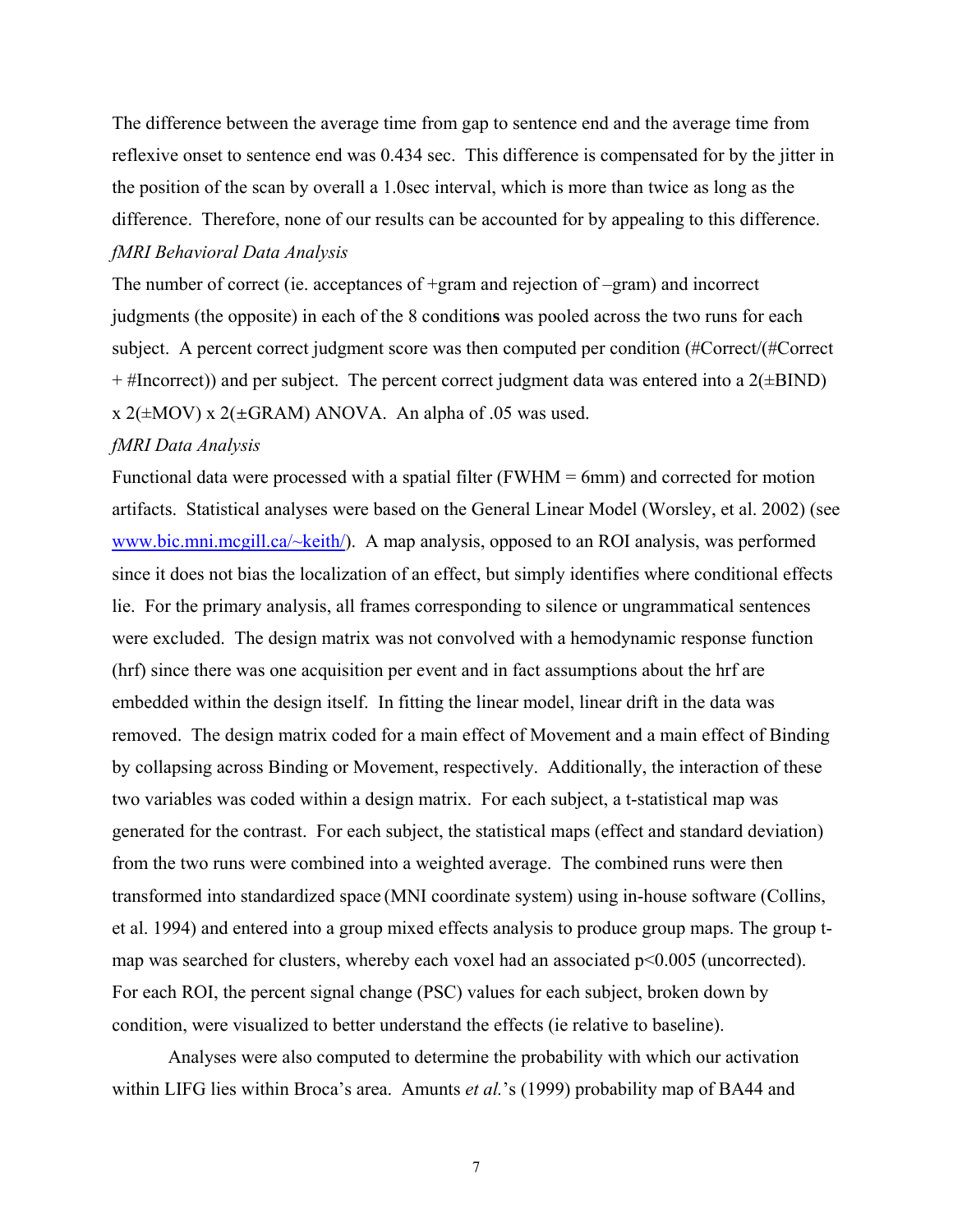The difference between the average time from gap to sentence end and the average time from reflexive onset to sentence end was 0.434 sec. This difference is compensated for by the jitter in the position of the scan by overall a 1.0sec interval, which is more than twice as long as the difference. Therefore, none of our results can be accounted for by appealing to this difference.

*fMRI Behavioral Data Analysis*

The number of correct (ie. acceptances of +gram and rejection of –gram) and incorrect judgments (the opposite) in each of the 8 condition**s** was pooled across the two runs for each subject. A percent correct judgment score was then computed per condition (#Correct/(#Correct + #Incorrect)) and per subject. The percent correct judgment data was entered into a 2(±BIND) x 2(±MOV) x 2(±GRAM) ANOVA. An alpha of .05 was used.

*fMRI Data Analysis*

Functional data were processed with a spatial filter (FWHM = 6mm) and corrected for motion artifacts. Statistical analyses were based on the General Linear Model (Worsley, et al. 2002) (see [www.bic.mni.mcgill.ca/~keith/](www.bic.mni.mcgill.ca/~keith/)). A map analysis, opposed to an ROI analysis, was performed since it does not bias the localization of an effect, but simply identifies where conditional effects lie. For the primary analysis, all frames corresponding to silence or ungrammatical sentences were excluded. The design matrix was not convolved with a hemodynamic response function (hrf) since there was one acquisition per event and in fact assumptions about the hrf are embedded within the design itself. In fitting the linear model, linear drift in the data was removed. The design matrix coded for a main effect of Movement and a main effect of Binding by collapsing across Binding or Movement, respectively. Additionally, the interaction of these two variables was coded within a design matrix. For each subject, a t-statistical map was generated for the contrast. For each subject, the statistical maps (effect and standard deviation) from the two runs were combined into a weighted average. The combined runs were then transformed into standardized space (MNI coordinate system) using in-house software (Collins, et al. 1994) and entered into a group mixed effects analysis to produce group maps. The group t-map was searched for clusters, whereby each voxel had an associated $p<0.005$ (uncorrected). For each ROI, the percent signal change (PSC) values for each subject, broken down by condition, were visualized to better understand the effects (ie relative to baseline).

Analyses were also computed to determine the probability with which our activation within LIFG lies within Broca's area. Amunts *et al.*'s (1999) probability map of BA44 and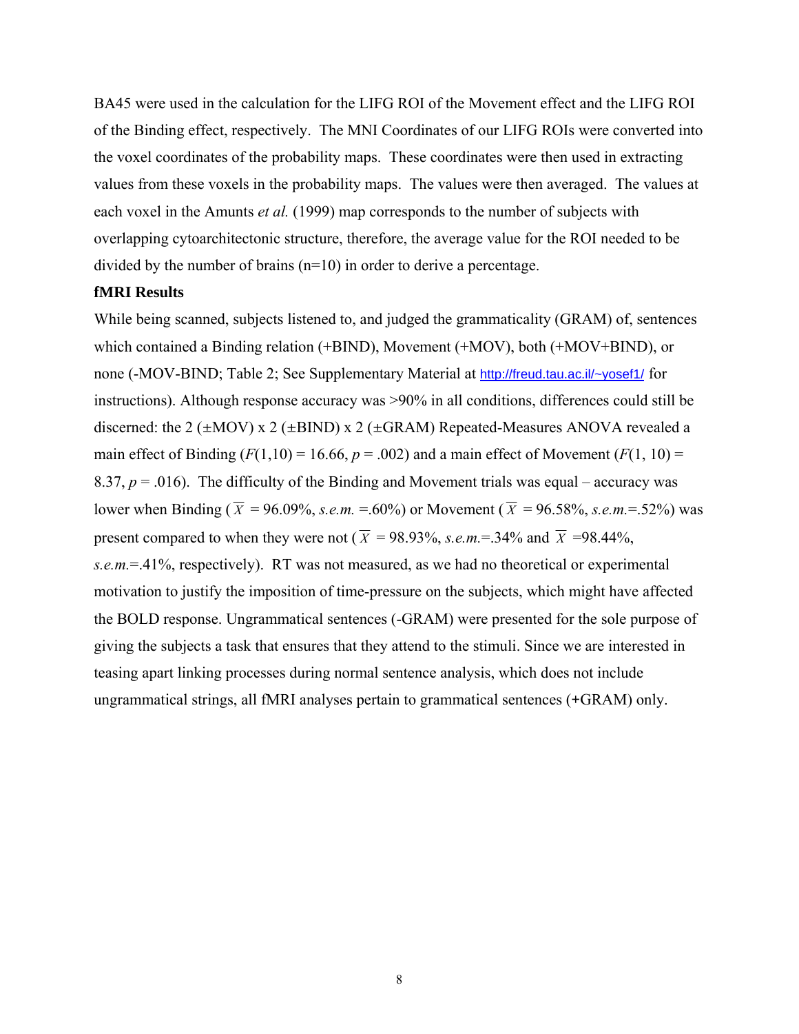BA45 were used in the calculation for the LIFG ROI of the Movement effect and the LIFG ROI of the Binding effect, respectively. The MNI Coordinates of our LIFG ROIs were converted into the voxel coordinates of the probability maps. These coordinates were then used in extracting values from these voxels in the probability maps. The values were then averaged. The values at each voxel in the Amunts *et al.* (1999) map corresponds to the number of subjects with overlapping cytoarchitectonic structure, therefore, the average value for the ROI needed to be divided by the number of brains (n=10) in order to derive a percentage.

**fMRI Results**

While being scanned, subjects listened to, and judged the grammaticality (GRAM) of, sentences which contained a Binding relation (+BIND), Movement (+MOV), both (+MOV+BIND), or none (-MOV-BIND; Table 2; See Supplementary Material at http://freud.tau.ac.il/~yosef1/ for instructions). Although response accuracy was >90% in all conditions, differences could still be discerned: the 2 (±MOV) x 2 (±BIND) x 2 (±GRAM) Repeated-Measures ANOVA revealed a main effect of Binding ($F(1,10) = 16.66$, $p = .002$) and a main effect of Movement ($F(1, 10) = 8.37$, $p = .016$). The difficulty of the Binding and Movement trials was equal – accuracy was lower when Binding ($\overline{X} = 96.09\%$, *s.e.m.* =.60%) or Movement ($\overline{X} = 96.58\%$, *s.e.m.*=.52%) was present compared to when they were not ($\overline{X} = 98.93\%$, *s.e.m.*=.34% and $\overline{X} = 98.44\%$, *s.e.m.*=.41%, respectively). RT was not measured, as we had no theoretical or experimental motivation to justify the imposition of time-pressure on the subjects, which might have affected the BOLD response. Ungrammatical sentences (-GRAM) were presented for the sole purpose of giving the subjects a task that ensures that they attend to the stimuli. Since we are interested in teasing apart linking processes during normal sentence analysis, which does not include ungrammatical strings, all fMRI analyses pertain to grammatical sentences (+GRAM) only.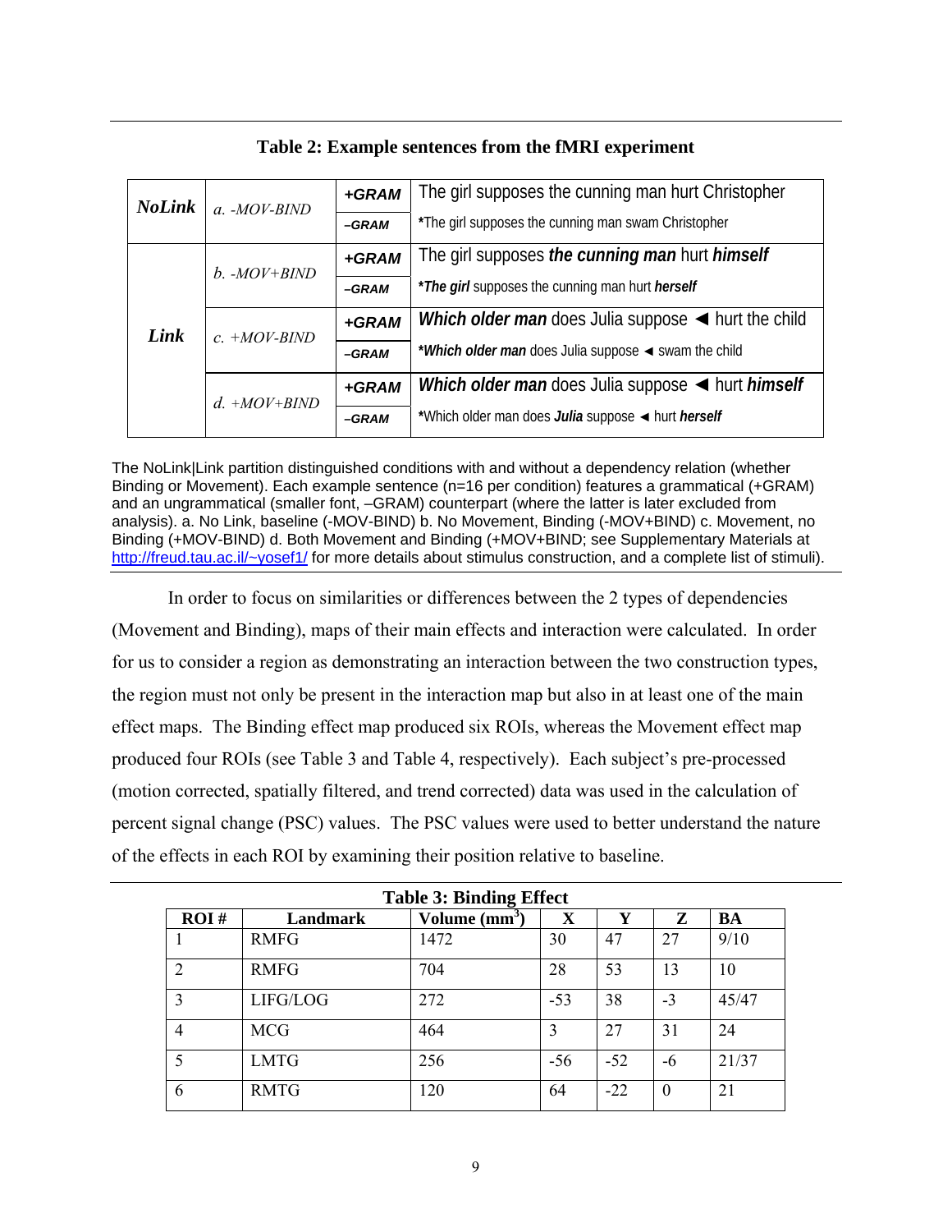**Table 2: Example sentences from the fMRI experiment**

| | | | |
|---|---|---|---|
| ***NoLink*** | *a. -MOV-BIND* | ***+GRAM*** | The girl supposes the cunning man hurt Christopher |
| | | ***–GRAM*** | *The girl supposes the cunning man swam Christopher |
| ***Link*** | *b. -MOV+BIND* | ***+GRAM*** | The girl supposes ***the cunning man*** hurt ***himself*** |
| | | ***–GRAM*** | \****The girl*** supposes the cunning man hurt ***herself*** |
| | *c. +MOV-BIND* | ***+GRAM*** | ***Which older man*** does Julia suppose ◄ hurt the child |
| | | ***–GRAM*** | \****Which older man*** does Julia suppose ◄ swam the child |
| | *d. +MOV+BIND* | ***+GRAM*** | ***Which older man*** does Julia suppose ◄ hurt ***himself*** |
| | | ***–GRAM*** | *Which older man does ***Julia*** suppose ◄ hurt ***herself*** |

The NoLink|Link partition distinguished conditions with and without a dependency relation (whether Binding or Movement). Each example sentence (n=16 per condition) features a grammatical (+GRAM) and an ungrammatical (smaller font, –GRAM) counterpart (where the latter is later excluded from analysis). a. No Link, baseline (-MOV-BIND) b. No Movement, Binding (-MOV+BIND) c. Movement, no Binding (+MOV-BIND) d. Both Movement and Binding (+MOV+BIND; see Supplementary Materials at http://freud.tau.ac.il/~yosef1/ for more details about stimulus construction, and a complete list of stimuli).

In order to focus on similarities or differences between the 2 types of dependencies (Movement and Binding), maps of their main effects and interaction were calculated. In order for us to consider a region as demonstrating an interaction between the two construction types, the region must not only be present in the interaction map but also in at least one of the main effect maps. The Binding effect map produced six ROIs, whereas the Movement effect map produced four ROIs (see Table 3 and Table 4, respectively). Each subject's pre-processed (motion corrected, spatially filtered, and trend corrected) data was used in the calculation of percent signal change (PSC) values. The PSC values were used to better understand the nature of the effects in each ROI by examining their position relative to baseline.

**Table 3: Binding Effect**

| ROI # | Landmark | Volume ($mm^3$) | X | Y | Z | BA |
|---|---|---|---|---|---|---|
| 1 | RMFG | 1472 | 30 | 47 | 27 | 9/10 |
| 2 | RMFG | 704 | 28 | 53 | 13 | 10 |
| 3 | LIFG/LOG | 272 | -53 | 38 | -3 | 45/47 |
| 4 | MCG | 464 | 3 | 27 | 31 | 24 |
| 5 | LMTG | 256 | -56 | -52 | -6 | 21/37 |
| 6 | RMTG | 120 | 64 | -22 | 0 | 21 |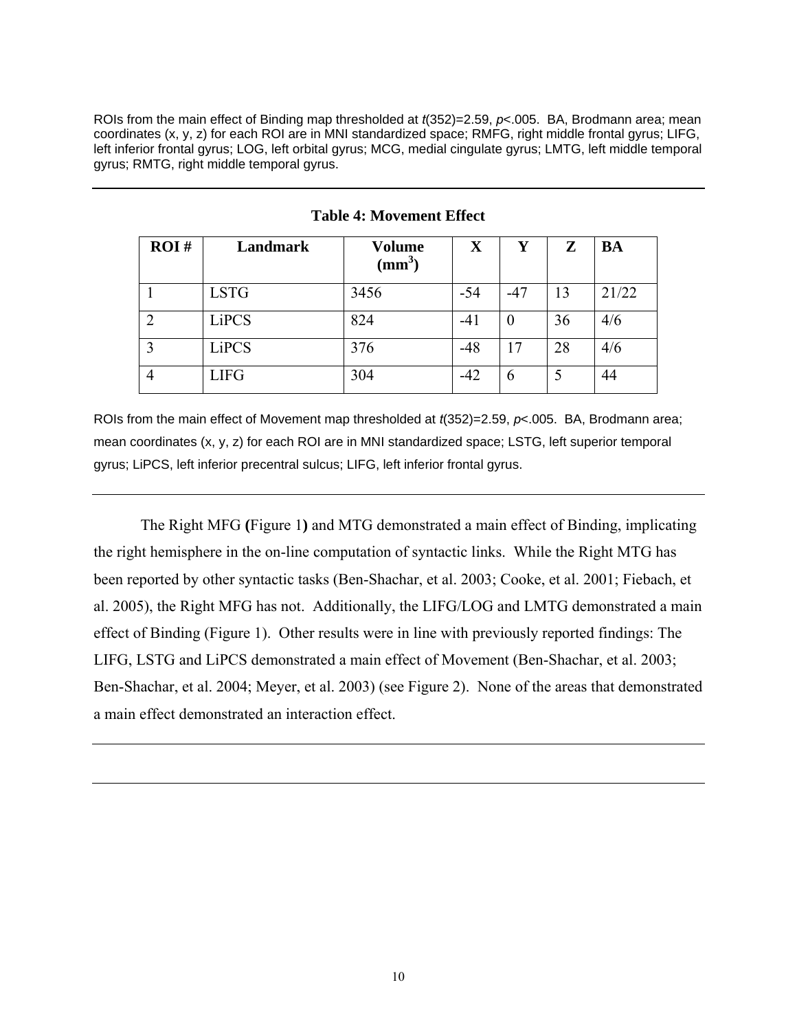ROIs from the main effect of Binding map thresholded at $t(352)=2.59$, $p<.005$. BA, Brodmann area; mean coordinates (x, y, z) for each ROI are in MNI standardized space; RMFG, right middle frontal gyrus; LIFG, left inferior frontal gyrus; LOG, left orbital gyrus; MCG, medial cingulate gyrus; LMTG, left middle temporal gyrus; RMTG, right middle temporal gyrus.

---

**Table 4: Movement Effect**

| ROI # | Landmark | Volume ($mm^3$) | X | Y | Z | BA |
|---|---|---|---|---|---|---|
| 1 | LSTG | 3456 | -54 | -47 | 13 | 21/22 |
| 2 | LiPCS | 824 | -41 | 0 | 36 | 4/6 |
| 3 | LiPCS | 376 | -48 | 17 | 28 | 4/6 |
| 4 | LIFG | 304 | -42 | 6 | 5 | 44 |

ROIs from the main effect of Movement map thresholded at $t(352)=2.59$, $p<.005$. BA, Brodmann area; mean coordinates (x, y, z) for each ROI are in MNI standardized space; LSTG, left superior temporal gyrus; LiPCS, left inferior precentral sulcus; LIFG, left inferior frontal gyrus.

---

The Right MFG **(**Figure 1**)** and MTG demonstrated a main effect of Binding, implicating the right hemisphere in the on-line computation of syntactic links. While the Right MTG has been reported by other syntactic tasks (Ben-Shachar, et al. 2003; Cooke, et al. 2001; Fiebach, et al. 2005), the Right MFG has not. Additionally, the LIFG/LOG and LMTG demonstrated a main effect of Binding (Figure 1). Other results were in line with previously reported findings: The LIFG, LSTG and LiPCS demonstrated a main effect of Movement (Ben-Shachar, et al. 2003; Ben-Shachar, et al. 2004; Meyer, et al. 2003) (see Figure 2). None of the areas that demonstrated a main effect demonstrated an interaction effect.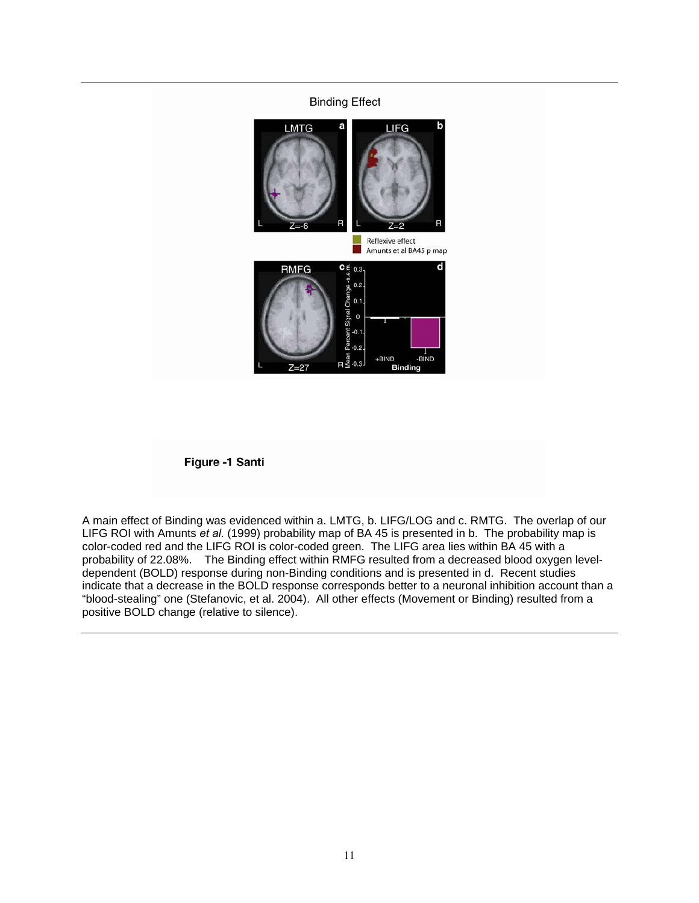Binding Effect

**Figure -1 Santi**

A main effect of Binding was evidenced within a. LMTG, b. LIFG/LOG and c. RMTG. The overlap of our LIFG ROI with Amunts *et al.* (1999) probability map of BA 45 is presented in b. The probability map is color-coded red and the LIFG ROI is color-coded green. The LIFG area lies within BA 45 with a probability of 22.08%. The Binding effect within RMFG resulted from a decreased blood oxygen level-dependent (BOLD) response during non-Binding conditions and is presented in d. Recent studies indicate that a decrease in the BOLD response corresponds better to a neuronal inhibition account than a “blood-stealing” one (Stefanovic, et al. 2004). All other effects (Movement or Binding) resulted from a positive BOLD change (relative to silence).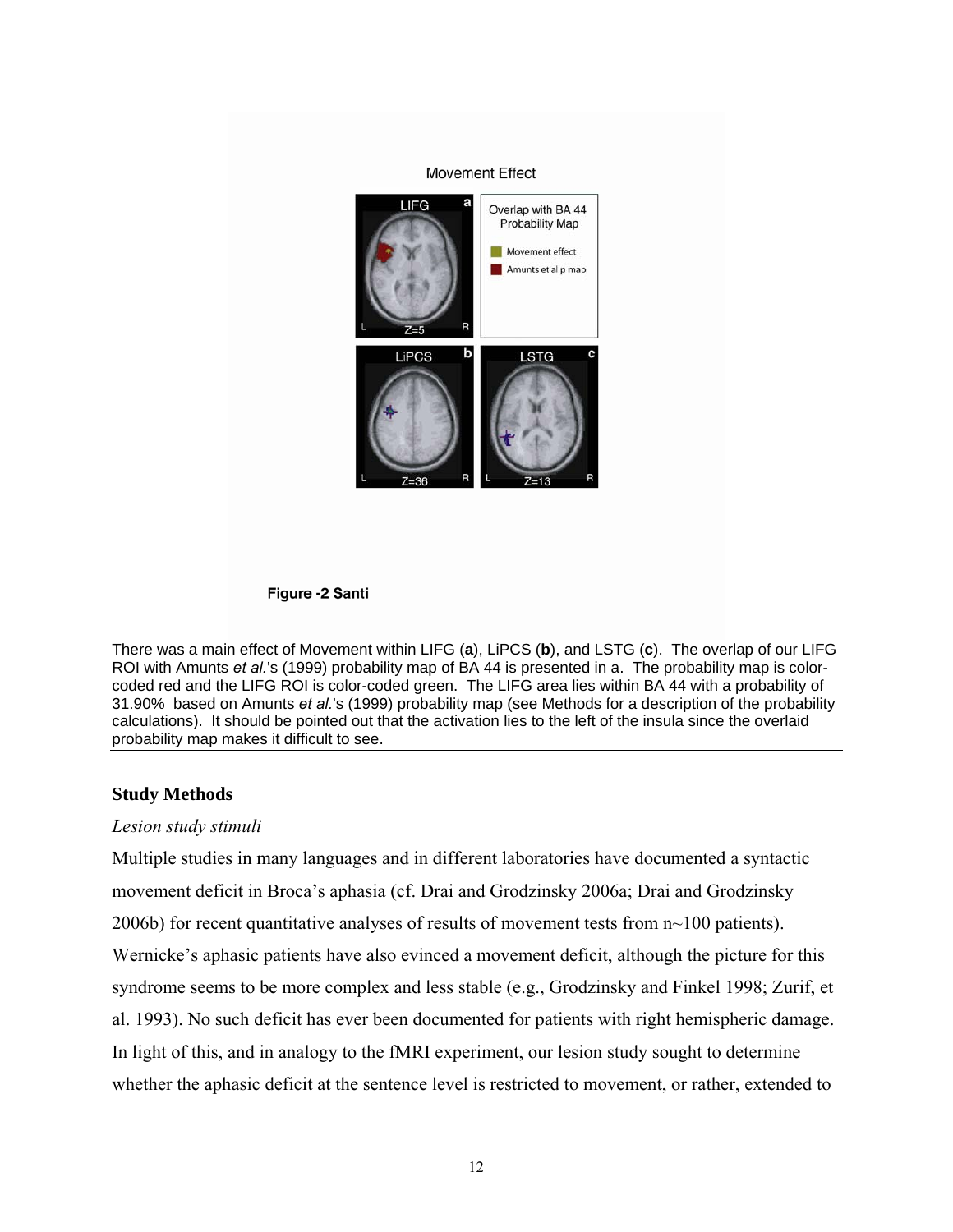Figure -2 Santi

There was a main effect of Movement within LIFG (**a**), LiPCS (**b**), and LSTG (**c**). The overlap of our LIFG ROI with Amunts *et al.*'s (1999) probability map of BA 44 is presented in a. The probability map is color-coded red and the LIFG ROI is color-coded green. The LIFG area lies within BA 44 with a probability of 31.90% based on Amunts *et al.*'s (1999) probability map (see Methods for a description of the probability calculations). It should be pointed out that the activation lies to the left of the insula since the overlaid probability map makes it difficult to see.

## Study Methods

*Lesion study stimuli*

Multiple studies in many languages and in different laboratories have documented a syntactic movement deficit in Broca's aphasia (cf. Drai and Grodzinsky 2006a; Drai and Grodzinsky 2006b) for recent quantitative analyses of results of movement tests from n~100 patients). Wernicke's aphasic patients have also evinced a movement deficit, although the picture for this syndrome seems to be more complex and less stable (e.g., Grodzinsky and Finkel 1998; Zurif, et al. 1993). No such deficit has ever been documented for patients with right hemispheric damage. In light of this, and in analogy to the fMRI experiment, our lesion study sought to determine whether the aphasic deficit at the sentence level is restricted to movement, or rather, extended to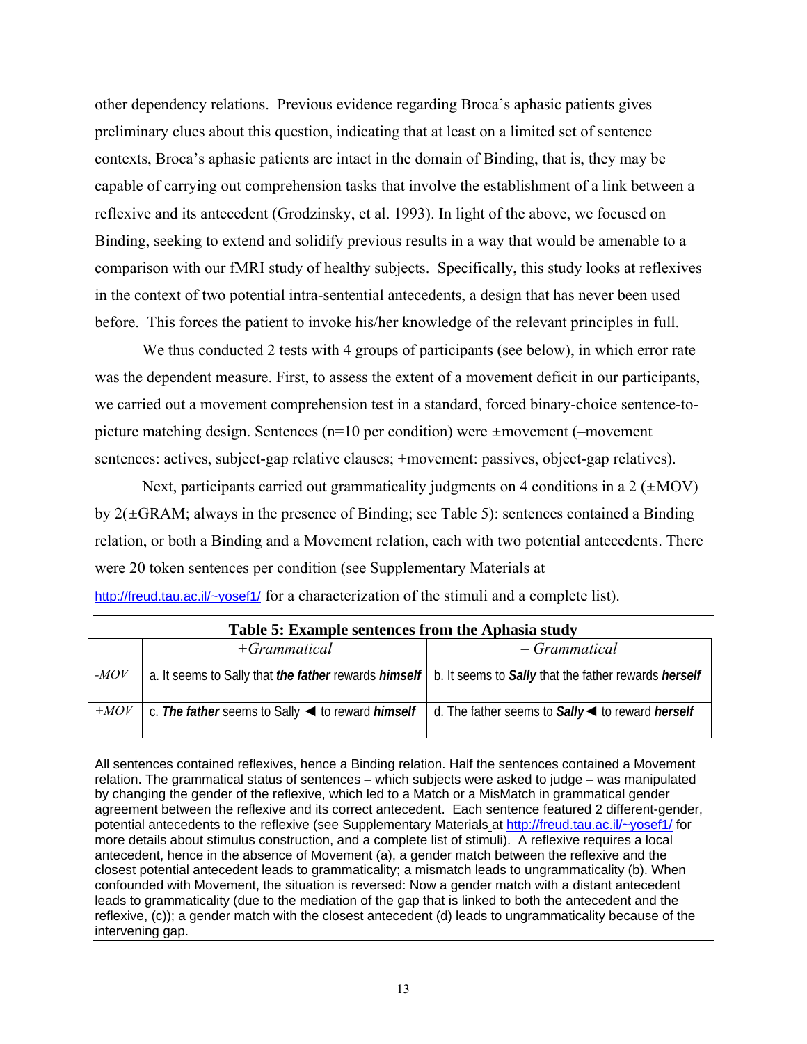other dependency relations. Previous evidence regarding Broca's aphasic patients gives preliminary clues about this question, indicating that at least on a limited set of sentence contexts, Broca's aphasic patients are intact in the domain of Binding, that is, they may be capable of carrying out comprehension tasks that involve the establishment of a link between a reflexive and its antecedent (Grodzinsky, et al. 1993). In light of the above, we focused on Binding, seeking to extend and solidify previous results in a way that would be amenable to a comparison with our fMRI study of healthy subjects. Specifically, this study looks at reflexives in the context of two potential intra-sentential antecedents, a design that has never been used before. This forces the patient to invoke his/her knowledge of the relevant principles in full.

We thus conducted 2 tests with 4 groups of participants (see below), in which error rate was the dependent measure. First, to assess the extent of a movement deficit in our participants, we carried out a movement comprehension test in a standard, forced binary-choice sentence-to-picture matching design. Sentences (n=10 per condition) were ±movement (–movement sentences: actives, subject-gap relative clauses; +movement: passives, object-gap relatives).

Next, participants carried out grammaticality judgments on 4 conditions in a 2 (±MOV) by 2(±GRAM; always in the presence of Binding; see Table 5): sentences contained a Binding relation, or both a Binding and a Movement relation, each with two potential antecedents. There were 20 token sentences per condition (see Supplementary Materials at http://freud.tau.ac.il/~yosef1/ for a characterization of the stimuli and a complete list).

**Table 5: Example sentences from the Aphasia study**

| | *+Grammatical* | *– Grammatical* |
|---|---|---|
| *-MOV* | a. It seems to Sally that ***the father*** rewards ***himself*** | b. It seems to ***Sally*** that the father rewards ***herself*** |
| *+MOV* | c. ***The father*** seems to Sally ◄ to reward ***himself*** | d. The father seems to ***Sally*** ◄ to reward ***herself*** |

All sentences contained reflexives, hence a Binding relation. Half the sentences contained a Movement relation. The grammatical status of sentences – which subjects were asked to judge – was manipulated by changing the gender of the reflexive, which led to a Match or a MisMatch in grammatical gender agreement between the reflexive and its correct antecedent. Each sentence featured 2 different-gender, potential antecedents to the reflexive (see Supplementary Materials at http://freud.tau.ac.il/~yosef1/ for more details about stimulus construction, and a complete list of stimuli). A reflexive requires a local antecedent, hence in the absence of Movement (a), a gender match between the reflexive and the closest potential antecedent leads to grammaticality; a mismatch leads to ungrammaticality (b). When confounded with Movement, the situation is reversed: Now a gender match with a distant antecedent leads to grammaticality (due to the mediation of the gap that is linked to both the antecedent and the reflexive, (c)); a gender match with the closest antecedent (d) leads to ungrammaticality because of the intervening gap.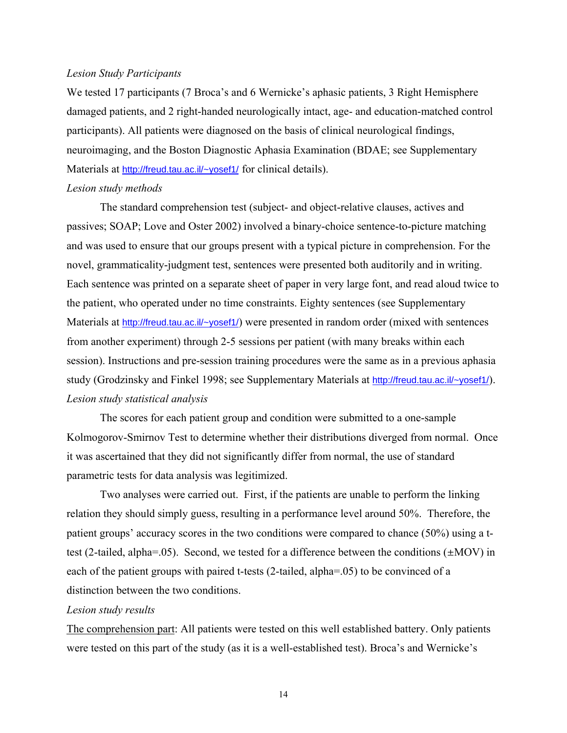*Lesion Study Participants*

We tested 17 participants (7 Broca's and 6 Wernicke's aphasic patients, 3 Right Hemisphere damaged patients, and 2 right-handed neurologically intact, age- and education-matched control participants). All patients were diagnosed on the basis of clinical neurological findings, neuroimaging, and the Boston Diagnostic Aphasia Examination (BDAE; see Supplementary Materials at http://freud.tau.ac.il/~yosef1/ for clinical details).

*Lesion study methods*

The standard comprehension test (subject- and object-relative clauses, actives and passives; SOAP; Love and Oster 2002) involved a binary-choice sentence-to-picture matching and was used to ensure that our groups present with a typical picture in comprehension. For the novel, grammaticality-judgment test, sentences were presented both auditorily and in writing. Each sentence was printed on a separate sheet of paper in very large font, and read aloud twice to the patient, who operated under no time constraints. Eighty sentences (see Supplementary Materials at http://freud.tau.ac.il/~yosef1/) were presented in random order (mixed with sentences from another experiment) through 2-5 sessions per patient (with many breaks within each session). Instructions and pre-session training procedures were the same as in a previous aphasia study (Grodzinsky and Finkel 1998; see Supplementary Materials at http://freud.tau.ac.il/~yosef1/).

*Lesion study statistical analysis*

The scores for each patient group and condition were submitted to a one-sample Kolmogorov-Smirnov Test to determine whether their distributions diverged from normal. Once it was ascertained that they did not significantly differ from normal, the use of standard parametric tests for data analysis was legitimized.

Two analyses were carried out. First, if the patients are unable to perform the linking relation they should simply guess, resulting in a performance level around 50%. Therefore, the patient groups' accuracy scores in the two conditions were compared to chance (50%) using a t-test (2-tailed, alpha=.05). Second, we tested for a difference between the conditions (±MOV) in each of the patient groups with paired t-tests (2-tailed, alpha=.05) to be convinced of a distinction between the two conditions.

*Lesion study results*

The comprehension part: All patients were tested on this well established battery. Only patients were tested on this part of the study (as it is a well-established test). Broca's and Wernicke's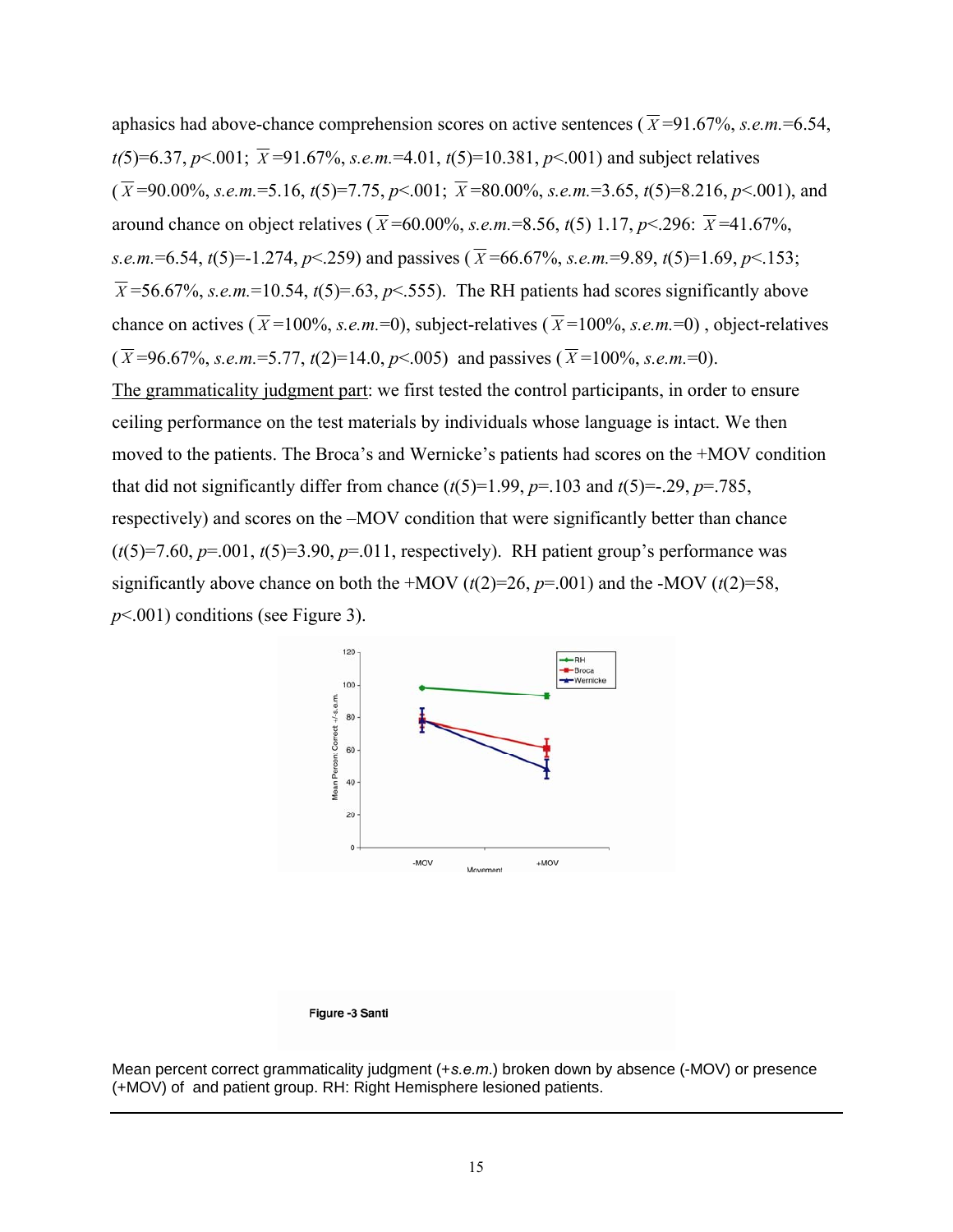aphasics had above-chance comprehension scores on active sentences ($\overline{X}$=91.67%, *s.e.m.*=6.54, $t(5)=6.37$, $p<.001$; $\overline{X}$=91.67%, *s.e.m.*=4.01, $t(5)=10.381$, $p<.001$) and subject relatives ($\overline{X}$=90.00%, *s.e.m.*=5.16, $t(5)=7.75$, $p<.001$; $\overline{X}$=80.00%, *s.e.m.*=3.65, $t(5)=8.216$, $p<.001$), and around chance on object relatives ($\overline{X}$=60.00%, *s.e.m.*=8.56, $t(5)$ 1.17, $p<.296$: $\overline{X}$=41.67%, *s.e.m.*=6.54, $t(5)=-1.274$, $p<.259$) and passives ($\overline{X}$=66.67%, *s.e.m.*=9.89, $t(5)=1.69$, $p<.153$; $\overline{X}$=56.67%, *s.e.m.*=10.54, $t(5)=.63$, $p<.555$). The RH patients had scores significantly above chance on actives ($\overline{X}$=100%, *s.e.m.*=0), subject-relatives ($\overline{X}$=100%, *s.e.m.*=0) , object-relatives ($\overline{X}$=96.67%, *s.e.m.*=5.77, $t(2)=14.0$, $p<.005$) and passives ($\overline{X}$=100%, *s.e.m.*=0).

The grammaticality judgment part: we first tested the control participants, in order to ensure ceiling performance on the test materials by individuals whose language is intact. We then moved to the patients. The Broca's and Wernicke's patients had scores on the +MOV condition that did not significantly differ from chance ($t(5)=1.99$, $p=.103$ and $t(5)=-.29$, $p=.785$, respectively) and scores on the –MOV condition that were significantly better than chance ($t(5)=7.60$, $p=.001$, $t(5)=3.90$, $p=.011$, respectively). RH patient group's performance was significantly above chance on both the +MOV ($t(2)=26$, $p=.001$) and the -MOV ($t(2)=58$, $p<.001$) conditions (see Figure 3).

Figure -3 Santi

Mean percent correct grammaticality judgment (+*s.e.m.*) broken down by absence (-MOV) or presence (+MOV) of and patient group. RH: Right Hemisphere lesioned patients.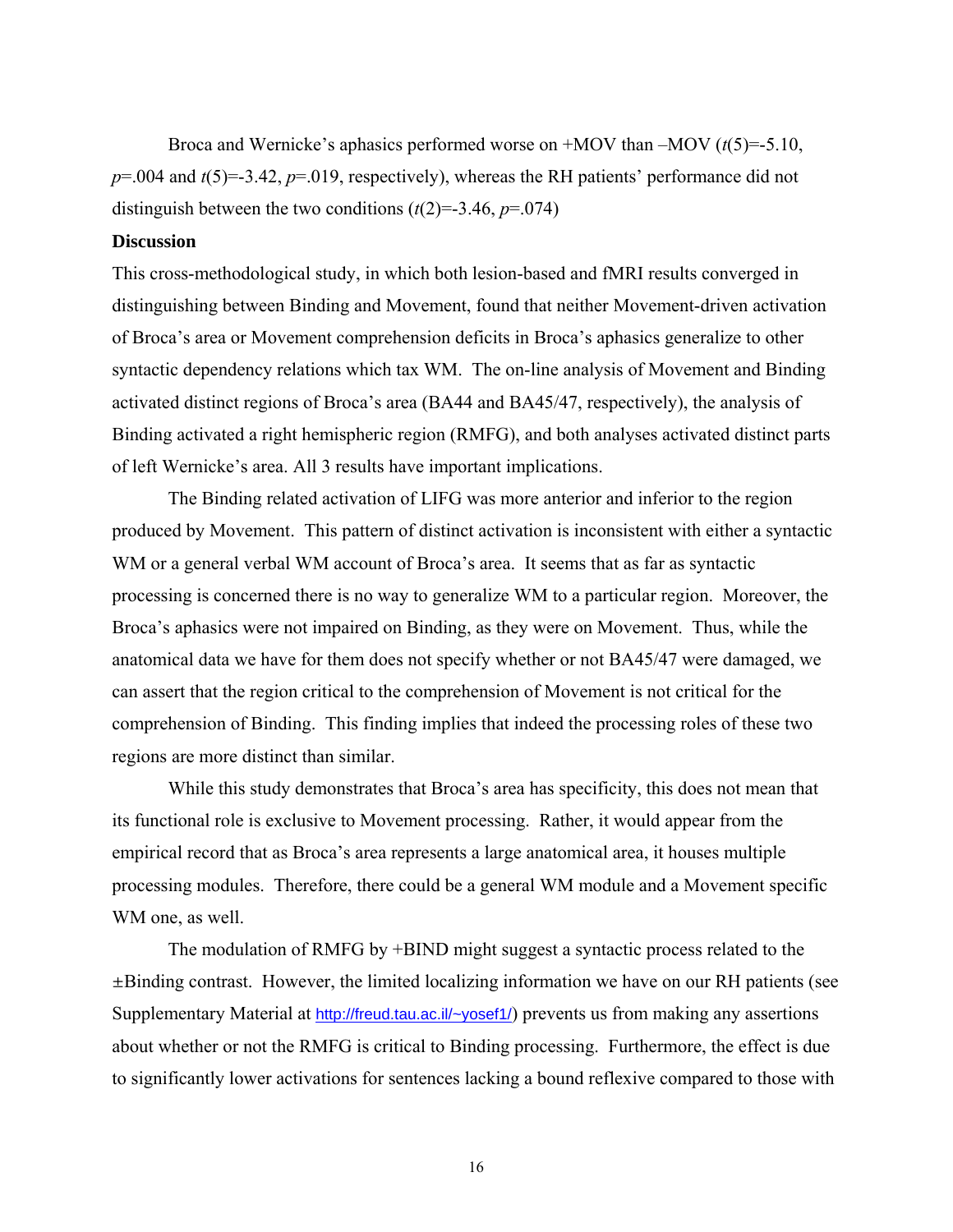Broca and Wernicke's aphasics performed worse on +MOV than –MOV ($t(5)=-5.10$, $p=.004$ and $t(5)=-3.42$, $p=.019$, respectively), whereas the RH patients' performance did not distinguish between the two conditions ($t(2)=-3.46$, $p=.074$)

**Discussion**

This cross-methodological study, in which both lesion-based and fMRI results converged in distinguishing between Binding and Movement, found that neither Movement-driven activation of Broca's area or Movement comprehension deficits in Broca's aphasics generalize to other syntactic dependency relations which tax WM. The on-line analysis of Movement and Binding activated distinct regions of Broca's area (BA44 and BA45/47, respectively), the analysis of Binding activated a right hemispheric region (RMFG), and both analyses activated distinct parts of left Wernicke's area. All 3 results have important implications.

The Binding related activation of LIFG was more anterior and inferior to the region produced by Movement. This pattern of distinct activation is inconsistent with either a syntactic WM or a general verbal WM account of Broca's area. It seems that as far as syntactic processing is concerned there is no way to generalize WM to a particular region. Moreover, the Broca's aphasics were not impaired on Binding, as they were on Movement. Thus, while the anatomical data we have for them does not specify whether or not BA45/47 were damaged, we can assert that the region critical to the comprehension of Movement is not critical for the comprehension of Binding. This finding implies that indeed the processing roles of these two regions are more distinct than similar.

While this study demonstrates that Broca's area has specificity, this does not mean that its functional role is exclusive to Movement processing. Rather, it would appear from the empirical record that as Broca's area represents a large anatomical area, it houses multiple processing modules. Therefore, there could be a general WM module and a Movement specific WM one, as well.

The modulation of RMFG by +BIND might suggest a syntactic process related to the ±Binding contrast. However, the limited localizing information we have on our RH patients (see Supplementary Material at http://freud.tau.ac.il/~yosef1/) prevents us from making any assertions about whether or not the RMFG is critical to Binding processing. Furthermore, the effect is due to significantly lower activations for sentences lacking a bound reflexive compared to those with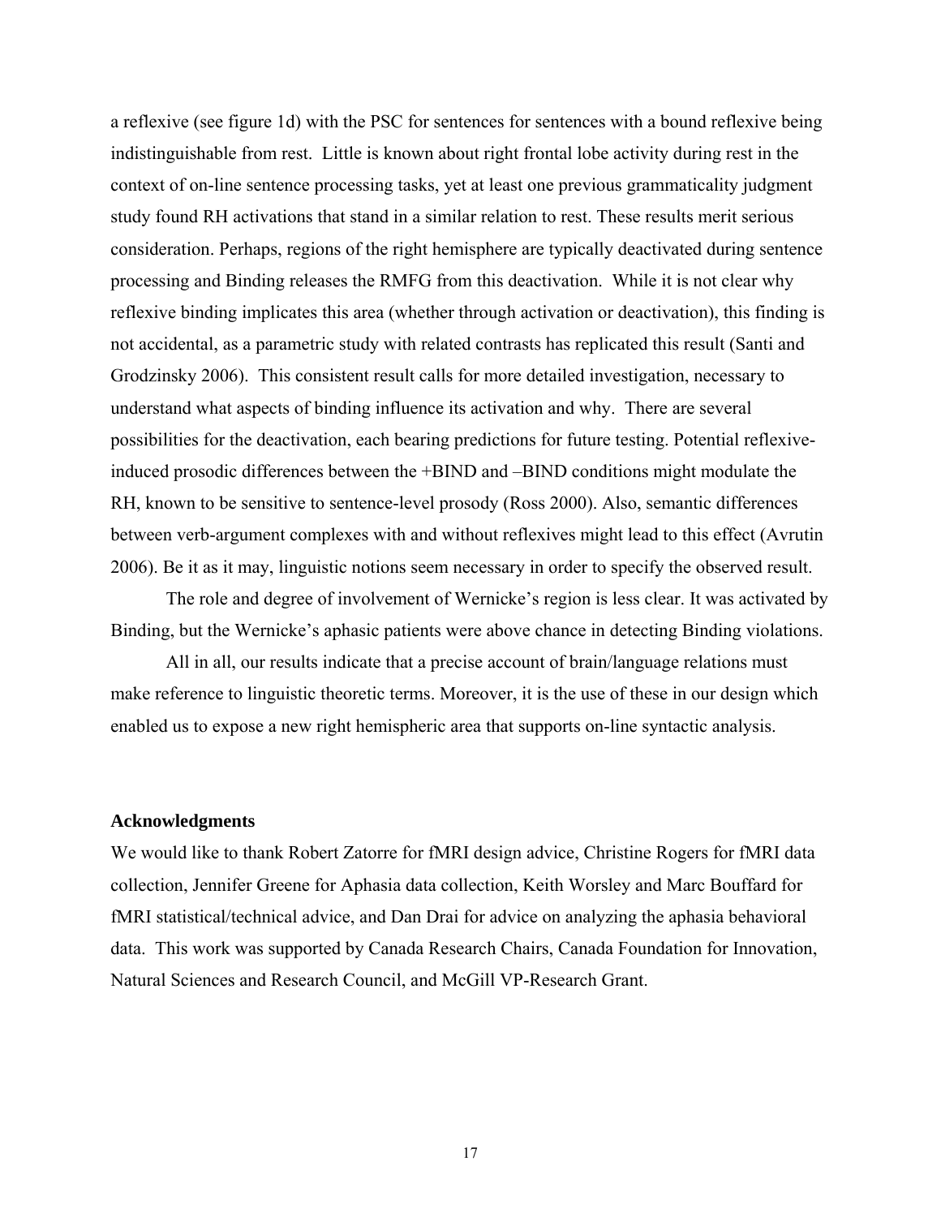a reflexive (see figure 1d) with the PSC for sentences for sentences with a bound reflexive being indistinguishable from rest. Little is known about right frontal lobe activity during rest in the context of on-line sentence processing tasks, yet at least one previous grammaticality judgment study found RH activations that stand in a similar relation to rest. These results merit serious consideration. Perhaps, regions of the right hemisphere are typically deactivated during sentence processing and Binding releases the RMFG from this deactivation. While it is not clear why reflexive binding implicates this area (whether through activation or deactivation), this finding is not accidental, as a parametric study with related contrasts has replicated this result (Santi and Grodzinsky 2006). This consistent result calls for more detailed investigation, necessary to understand what aspects of binding influence its activation and why. There are several possibilities for the deactivation, each bearing predictions for future testing. Potential reflexive-induced prosodic differences between the +BIND and –BIND conditions might modulate the RH, known to be sensitive to sentence-level prosody (Ross 2000). Also, semantic differences between verb-argument complexes with and without reflexives might lead to this effect (Avrutin 2006). Be it as it may, linguistic notions seem necessary in order to specify the observed result.

The role and degree of involvement of Wernicke's region is less clear. It was activated by Binding, but the Wernicke's aphasic patients were above chance in detecting Binding violations.

All in all, our results indicate that a precise account of brain/language relations must make reference to linguistic theoretic terms. Moreover, it is the use of these in our design which enabled us to expose a new right hemispheric area that supports on-line syntactic analysis.

### Acknowledgments

We would like to thank Robert Zatorre for fMRI design advice, Christine Rogers for fMRI data collection, Jennifer Greene for Aphasia data collection, Keith Worsley and Marc Bouffard for fMRI statistical/technical advice, and Dan Drai for advice on analyzing the aphasia behavioral data. This work was supported by Canada Research Chairs, Canada Foundation for Innovation, Natural Sciences and Research Council, and McGill VP-Research Grant.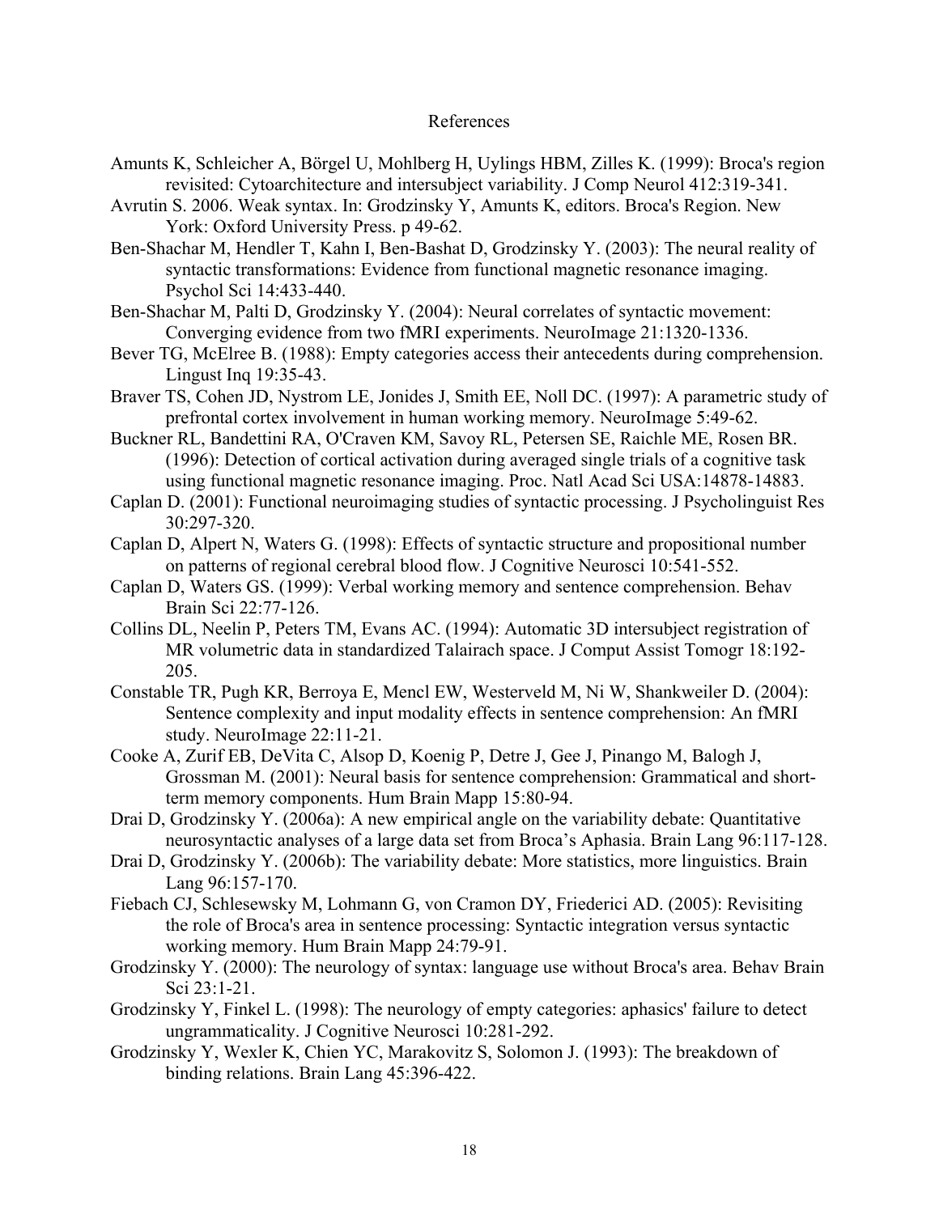# References

Amunts K, Schleicher A, Börgel U, Mohlberg H, Uylings HBM, Zilles K. (1999): Broca's region revisited: Cytoarchitecture and intersubject variability. J Comp Neurol 412:319-341.

Avrutin S. 2006. Weak syntax. In: Grodzinsky Y, Amunts K, editors. Broca's Region. New York: Oxford University Press. p 49-62.

Ben-Shachar M, Hendler T, Kahn I, Ben-Bashat D, Grodzinsky Y. (2003): The neural reality of syntactic transformations: Evidence from functional magnetic resonance imaging. Psychol Sci 14:433-440.

Ben-Shachar M, Palti D, Grodzinsky Y. (2004): Neural correlates of syntactic movement: Converging evidence from two fMRI experiments. NeuroImage 21:1320-1336.

Bever TG, McElree B. (1988): Empty categories access their antecedents during comprehension. Lingust Inq 19:35-43.

Braver TS, Cohen JD, Nystrom LE, Jonides J, Smith EE, Noll DC. (1997): A parametric study of prefrontal cortex involvement in human working memory. NeuroImage 5:49-62.

Buckner RL, Bandettini RA, O'Craven KM, Savoy RL, Petersen SE, Raichle ME, Rosen BR. (1996): Detection of cortical activation during averaged single trials of a cognitive task using functional magnetic resonance imaging. Proc. Natl Acad Sci USA:14878-14883.

Caplan D. (2001): Functional neuroimaging studies of syntactic processing. J Psycholinguist Res 30:297-320.

Caplan D, Alpert N, Waters G. (1998): Effects of syntactic structure and propositional number on patterns of regional cerebral blood flow. J Cognitive Neurosci 10:541-552.

Caplan D, Waters GS. (1999): Verbal working memory and sentence comprehension. Behav Brain Sci 22:77-126.

Collins DL, Neelin P, Peters TM, Evans AC. (1994): Automatic 3D intersubject registration of MR volumetric data in standardized Talairach space. J Comput Assist Tomogr 18:192-205.

Constable TR, Pugh KR, Berroya E, Mencl EW, Westerveld M, Ni W, Shankweiler D. (2004): Sentence complexity and input modality effects in sentence comprehension: An fMRI study. NeuroImage 22:11-21.

Cooke A, Zurif EB, DeVita C, Alsop D, Koenig P, Detre J, Gee J, Pinango M, Balogh J, Grossman M. (2001): Neural basis for sentence comprehension: Grammatical and short-term memory components. Hum Brain Mapp 15:80-94.

Drai D, Grodzinsky Y. (2006a): A new empirical angle on the variability debate: Quantitative neurosyntactic analyses of a large data set from Broca's Aphasia. Brain Lang 96:117-128.

Drai D, Grodzinsky Y. (2006b): The variability debate: More statistics, more linguistics. Brain Lang 96:157-170.

Fiebach CJ, Schlesewsky M, Lohmann G, von Cramon DY, Friederici AD. (2005): Revisiting the role of Broca's area in sentence processing: Syntactic integration versus syntactic working memory. Hum Brain Mapp 24:79-91.

Grodzinsky Y. (2000): The neurology of syntax: language use without Broca's area. Behav Brain Sci 23:1-21.

Grodzinsky Y, Finkel L. (1998): The neurology of empty categories: aphasics' failure to detect ungrammaticality. J Cognitive Neurosci 10:281-292.

Grodzinsky Y, Wexler K, Chien YC, Marakovitz S, Solomon J. (1993): The breakdown of binding relations. Brain Lang 45:396-422.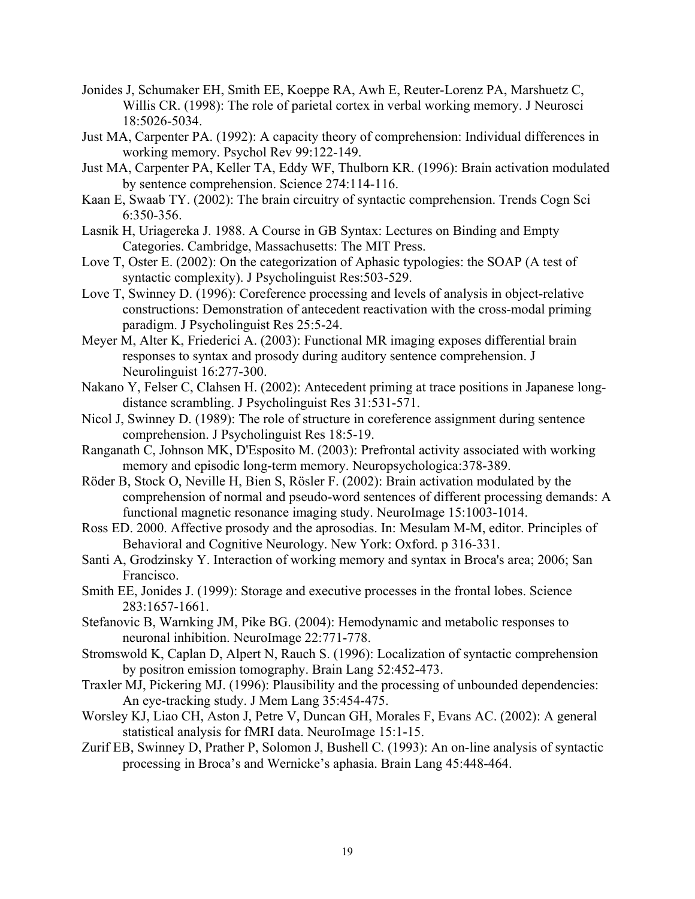Jonides J, Schumaker EH, Smith EE, Koeppe RA, Awh E, Reuter-Lorenz PA, Marshuetz C, Willis CR. (1998): The role of parietal cortex in verbal working memory. J Neurosci 18:5026-5034.

Just MA, Carpenter PA. (1992): A capacity theory of comprehension: Individual differences in working memory. Psychol Rev 99:122-149.

Just MA, Carpenter PA, Keller TA, Eddy WF, Thulborn KR. (1996): Brain activation modulated by sentence comprehension. Science 274:114-116.

Kaan E, Swaab TY. (2002): The brain circuitry of syntactic comprehension. Trends Cogn Sci 6:350-356.

Lasnik H, Uriagereka J. 1988. A Course in GB Syntax: Lectures on Binding and Empty Categories. Cambridge, Massachusetts: The MIT Press.

Love T, Oster E. (2002): On the categorization of Aphasic typologies: the SOAP (A test of syntactic complexity). J Psycholinguist Res:503-529.

Love T, Swinney D. (1996): Coreference processing and levels of analysis in object-relative constructions: Demonstration of antecedent reactivation with the cross-modal priming paradigm. J Psycholinguist Res 25:5-24.

Meyer M, Alter K, Friederici A. (2003): Functional MR imaging exposes differential brain responses to syntax and prosody during auditory sentence comprehension. J Neurolinguist 16:277-300.

Nakano Y, Felser C, Clahsen H. (2002): Antecedent priming at trace positions in Japanese long-distance scrambling. J Psycholinguist Res 31:531-571.

Nicol J, Swinney D. (1989): The role of structure in coreference assignment during sentence comprehension. J Psycholinguist Res 18:5-19.

Ranganath C, Johnson MK, D'Esposito M. (2003): Prefrontal activity associated with working memory and episodic long-term memory. Neuropsychologica:378-389.

Röder B, Stock O, Neville H, Bien S, Rösler F. (2002): Brain activation modulated by the comprehension of normal and pseudo-word sentences of different processing demands: A functional magnetic resonance imaging study. NeuroImage 15:1003-1014.

Ross ED. 2000. Affective prosody and the aprosodias. In: Mesulam M-M, editor. Principles of Behavioral and Cognitive Neurology. New York: Oxford. p 316-331.

Santi A, Grodzinsky Y. Interaction of working memory and syntax in Broca's area; 2006; San Francisco.

Smith EE, Jonides J. (1999): Storage and executive processes in the frontal lobes. Science 283:1657-1661.

Stefanovic B, Warnking JM, Pike BG. (2004): Hemodynamic and metabolic responses to neuronal inhibition. NeuroImage 22:771-778.

Stromswold K, Caplan D, Alpert N, Rauch S. (1996): Localization of syntactic comprehension by positron emission tomography. Brain Lang 52:452-473.

Traxler MJ, Pickering MJ. (1996): Plausibility and the processing of unbounded dependencies: An eye-tracking study. J Mem Lang 35:454-475.

Worsley KJ, Liao CH, Aston J, Petre V, Duncan GH, Morales F, Evans AC. (2002): A general statistical analysis for fMRI data. NeuroImage 15:1-15.

Zurif EB, Swinney D, Prather P, Solomon J, Bushell C. (1993): An on-line analysis of syntactic processing in Broca's and Wernicke's aphasia. Brain Lang 45:448-464.